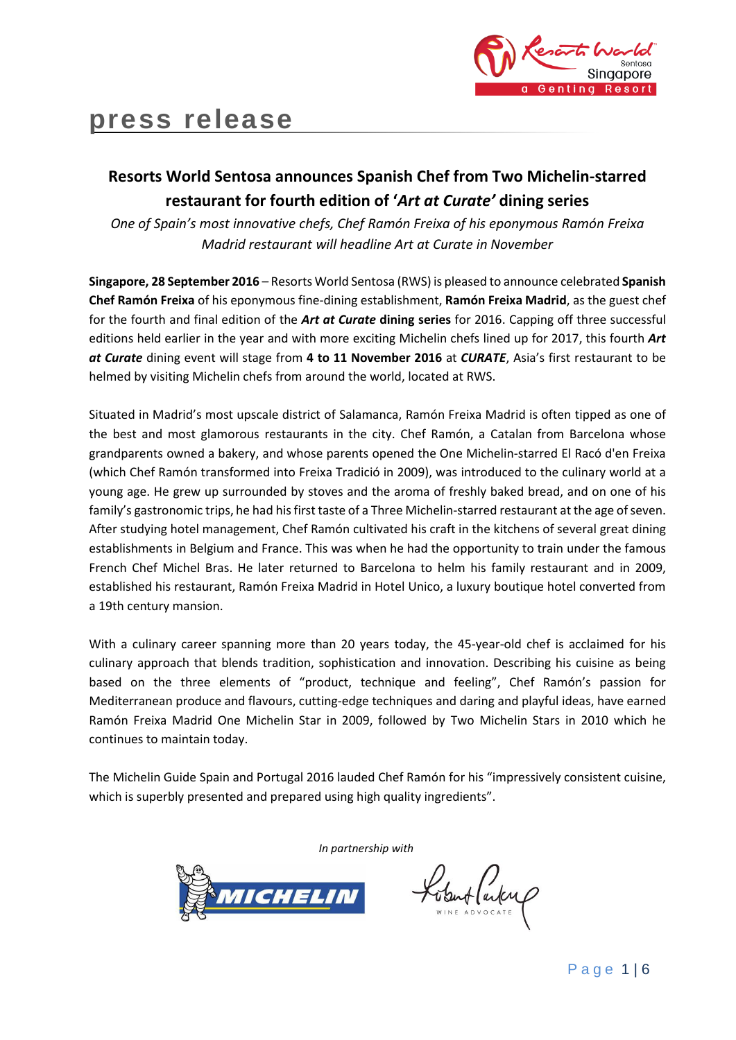# press release

## Resorts World Sentosa announces Spanish Chef from Two Michelin-starred restaurant for fourth edition of '*Art at Curate*' dining series

*One of Spain's most innovative chefs, Chef Ramón Freixa of his eponymous Ramón Freixa Madrid restaurant will headline Art at Curate in November*

**Singapore, 28 September 2016** – Resorts World Sentosa (RWS) is pleased to announce celebrated **Spanish Chef Ramón Freixa** of his eponymous fine-dining establishment, **Ramón Freixa Madrid**, as the guest chef for the fourth and final edition of the ***Art at Curate* dining series** for 2016. Capping off three successful editions held earlier in the year and with more exciting Michelin chefs lined up for 2017, this fourth ***Art at Curate*** dining event will stage from **4 to 11 November 2016** at ***CURATE***, Asia's first restaurant to be helmed by visiting Michelin chefs from around the world, located at RWS.

Situated in Madrid's most upscale district of Salamanca, Ramón Freixa Madrid is often tipped as one of the best and most glamorous restaurants in the city. Chef Ramón, a Catalan from Barcelona whose grandparents owned a bakery, and whose parents opened the One Michelin-starred El Racó d'en Freixa (which Chef Ramón transformed into Freixa Tradició in 2009), was introduced to the culinary world at a young age. He grew up surrounded by stoves and the aroma of freshly baked bread, and on one of his family's gastronomic trips, he had his first taste of a Three Michelin-starred restaurant at the age of seven. After studying hotel management, Chef Ramón cultivated his craft in the kitchens of several great dining establishments in Belgium and France. This was when he had the opportunity to train under the famous French Chef Michel Bras. He later returned to Barcelona to helm his family restaurant and in 2009, established his restaurant, Ramón Freixa Madrid in Hotel Unico, a luxury boutique hotel converted from a 19th century mansion.

With a culinary career spanning more than 20 years today, the 45-year-old chef is acclaimed for his culinary approach that blends tradition, sophistication and innovation. Describing his cuisine as being based on the three elements of "product, technique and feeling", Chef Ramón's passion for Mediterranean produce and flavours, cutting-edge techniques and daring and playful ideas, have earned Ramón Freixa Madrid One Michelin Star in 2009, followed by Two Michelin Stars in 2010 which he continues to maintain today.

The Michelin Guide Spain and Portugal 2016 lauded Chef Ramón for his "impressively consistent cuisine, which is superbly presented and prepared using high quality ingredients".

*In partnership with*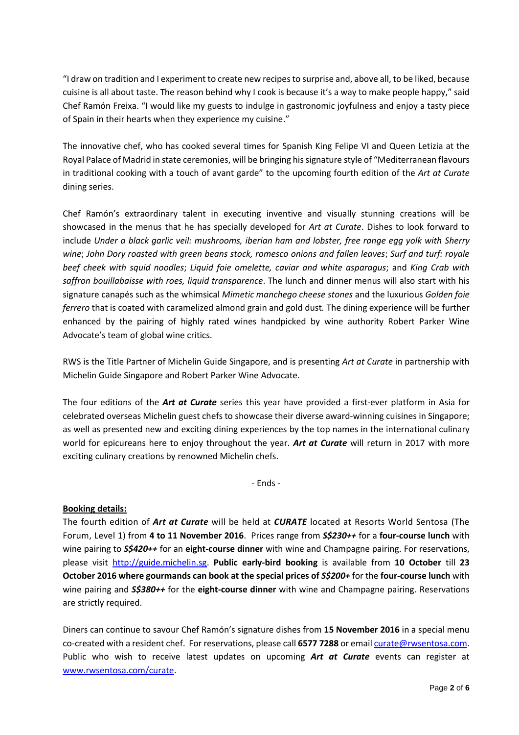"I draw on tradition and I experiment to create new recipes to surprise and, above all, to be liked, because cuisine is all about taste. The reason behind why I cook is because it's a way to make people happy," said Chef Ramón Freixa. "I would like my guests to indulge in gastronomic joyfulness and enjoy a tasty piece of Spain in their hearts when they experience my cuisine."

The innovative chef, who has cooked several times for Spanish King Felipe VI and Queen Letizia at the Royal Palace of Madrid in state ceremonies, will be bringing his signature style of "Mediterranean flavours in traditional cooking with a touch of avant garde" to the upcoming fourth edition of the *Art at Curate* dining series.

Chef Ramón's extraordinary talent in executing inventive and visually stunning creations will be showcased in the menus that he has specially developed for *Art at Curate*. Dishes to look forward to include *Under a black garlic veil: mushrooms, iberian ham and lobster, free range egg yolk with Sherry wine*; *John Dory roasted with green beans stock, romesco onions and fallen leaves*; *Surf and turf: royale beef cheek with squid noodles*; *Liquid foie omelette, caviar and white asparagus*; and *King Crab with saffron bouillabaisse with roes, liquid transparence*. The lunch and dinner menus will also start with his signature canapés such as the whimsical *Mimetic manchego cheese stones* and the luxurious *Golden foie ferrero* that is coated with caramelized almond grain and gold dust. The dining experience will be further enhanced by the pairing of highly rated wines handpicked by wine authority Robert Parker Wine Advocate's team of global wine critics.

RWS is the Title Partner of Michelin Guide Singapore, and is presenting *Art at Curate* in partnership with Michelin Guide Singapore and Robert Parker Wine Advocate.

The four editions of the ***Art at Curate*** series this year have provided a first-ever platform in Asia for celebrated overseas Michelin guest chefs to showcase their diverse award-winning cuisines in Singapore; as well as presented new and exciting dining experiences by the top names in the international culinary world for epicureans here to enjoy throughout the year. ***Art at Curate*** will return in 2017 with more exciting culinary creations by renowned Michelin chefs.

\- Ends -

**Booking details:**

The fourth edition of ***Art at Curate*** will be held at ***CURATE*** located at Resorts World Sentosa (The Forum, Level 1) from **4 to 11 November 2016**. Prices range from ***S$230++*** for a **four-course lunch** with wine pairing to ***S$420++*** for an **eight-course dinner** with wine and Champagne pairing. For reservations, please visit http://guide.michelin.sg. **Public early-bird booking** is available from **10 October** till **23 October 2016 where gourmands can book at the special prices of *S$200+*** for the **four-course lunch** with wine pairing and ***S$380++*** for the **eight-course dinner** with wine and Champagne pairing. Reservations are strictly required.

Diners can continue to savour Chef Ramón's signature dishes from **15 November 2016** in a special menu co-created with a resident chef. For reservations, please call **6577 7288** or email curate@rwsentosa.com. Public who wish to receive latest updates on upcoming ***Art at Curate*** events can register at www.rwsentosa.com/curate.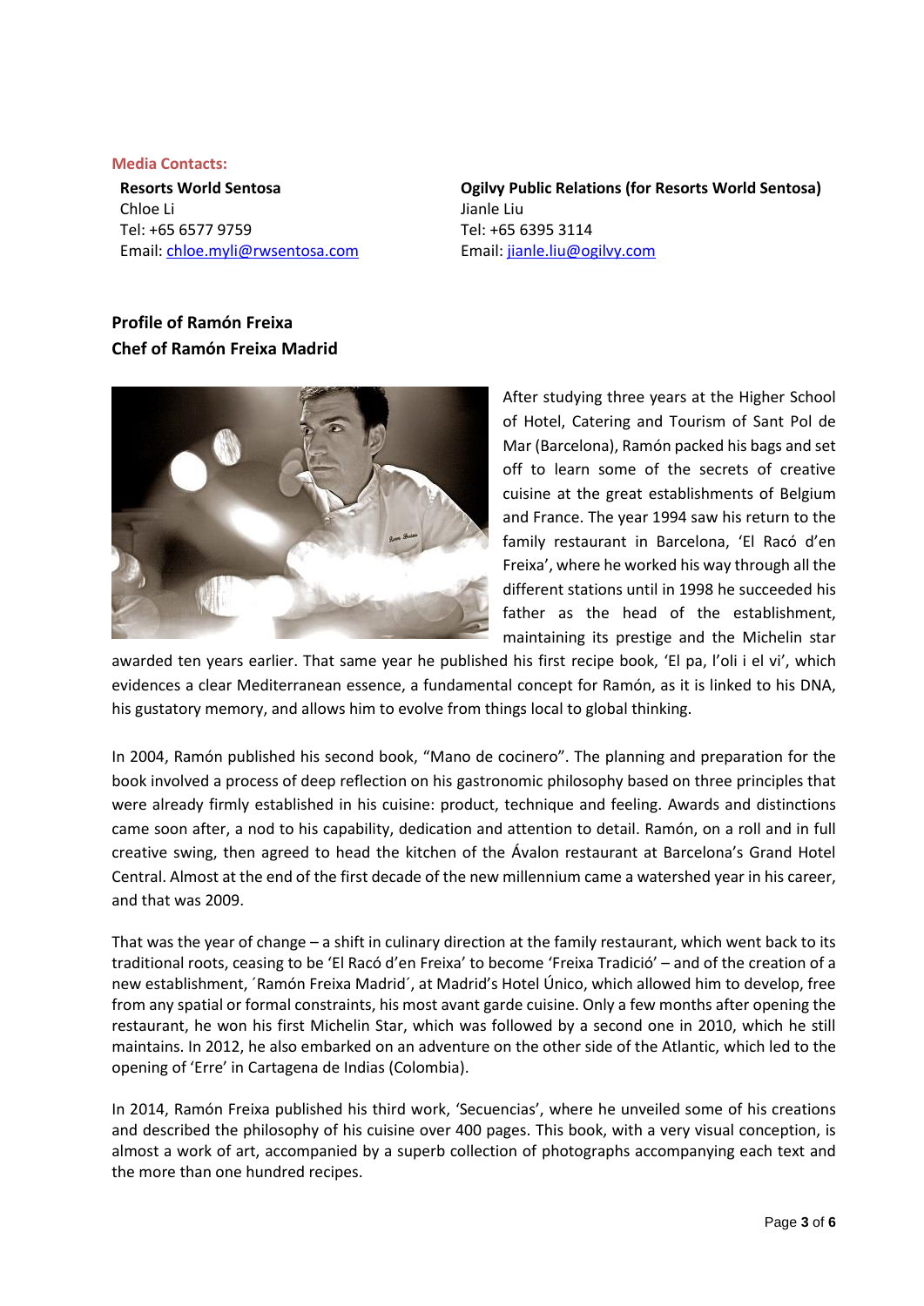**Media Contacts:**

**Resorts World Sentosa**
Chloe Li
Tel: +65 6577 9759
Email: chloe.myli@rwsentosa.com

**Ogilvy Public Relations (for Resorts World Sentosa)**
Jianle Liu
Tel: +65 6395 3114
Email: jianle.liu@ogilvy.com

**Profile of Ramón Freixa**
**Chef of Ramón Freixa Madrid**

After studying three years at the Higher School of Hotel, Catering and Tourism of Sant Pol de Mar (Barcelona), Ramón packed his bags and set off to learn some of the secrets of creative cuisine at the great establishments of Belgium and France. The year 1994 saw his return to the family restaurant in Barcelona, 'El Racó d'en Freixa', where he worked his way through all the different stations until in 1998 he succeeded his father as the head of the establishment, maintaining its prestige and the Michelin star awarded ten years earlier. That same year he published his first recipe book, 'El pa, l'oli i el vi', which evidences a clear Mediterranean essence, a fundamental concept for Ramón, as it is linked to his DNA, his gustatory memory, and allows him to evolve from things local to global thinking.

In 2004, Ramón published his second book, "Mano de cocinero". The planning and preparation for the book involved a process of deep reflection on his gastronomic philosophy based on three principles that were already firmly established in his cuisine: product, technique and feeling. Awards and distinctions came soon after, a nod to his capability, dedication and attention to detail. Ramón, on a roll and in full creative swing, then agreed to head the kitchen of the Ávalon restaurant at Barcelona's Grand Hotel Central. Almost at the end of the first decade of the new millennium came a watershed year in his career, and that was 2009.

That was the year of change – a shift in culinary direction at the family restaurant, which went back to its traditional roots, ceasing to be 'El Racó d'en Freixa' to become 'Freixa Tradició' – and of the creation of a new establishment, ´Ramón Freixa Madrid´, at Madrid's Hotel Único, which allowed him to develop, free from any spatial or formal constraints, his most avant garde cuisine. Only a few months after opening the restaurant, he won his first Michelin Star, which was followed by a second one in 2010, which he still maintains. In 2012, he also embarked on an adventure on the other side of the Atlantic, which led to the opening of 'Erre' in Cartagena de Indias (Colombia).

In 2014, Ramón Freixa published his third work, 'Secuencias', where he unveiled some of his creations and described the philosophy of his cuisine over 400 pages. This book, with a very visual conception, is almost a work of art, accompanied by a superb collection of photographs accompanying each text and the more than one hundred recipes.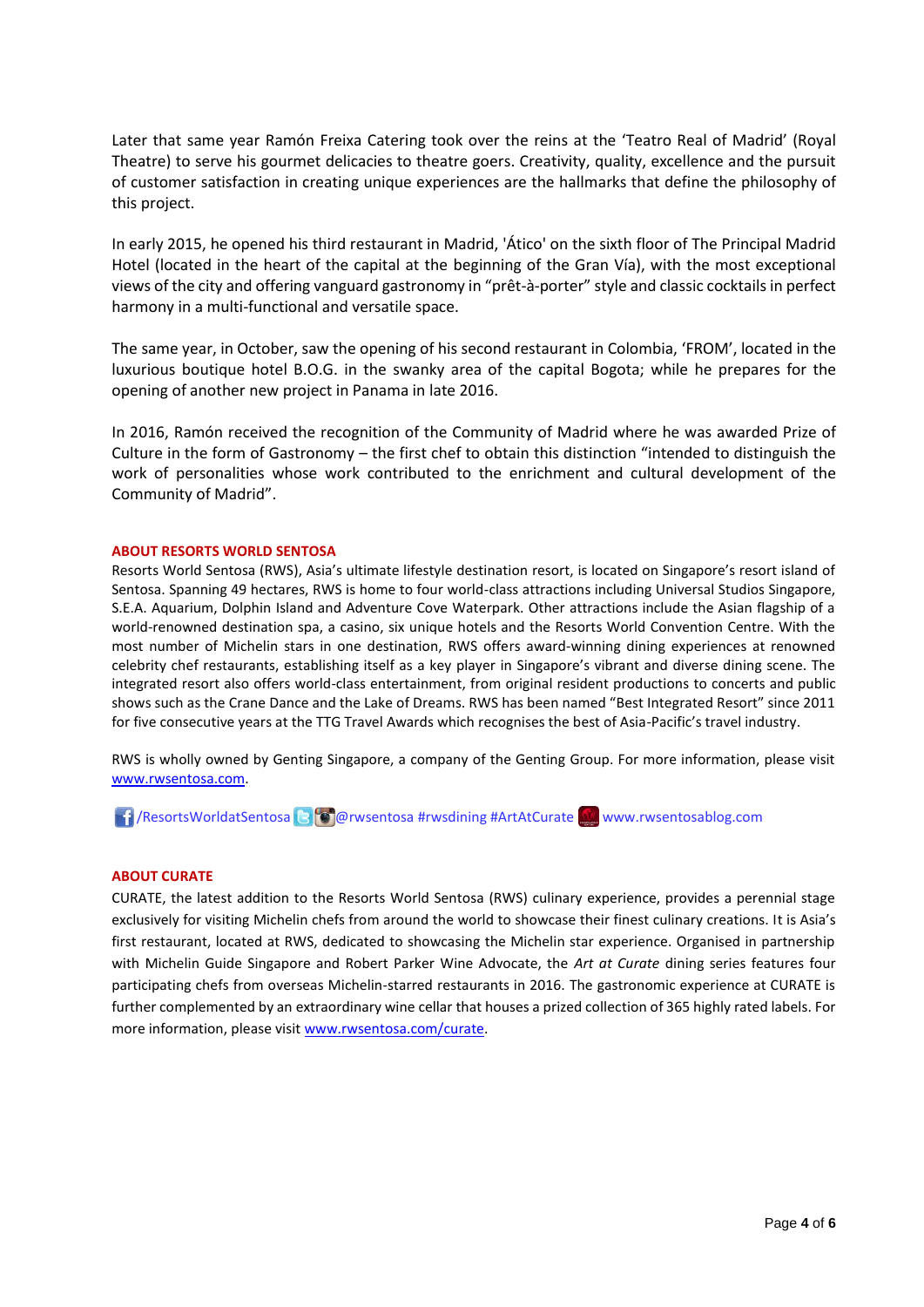Later that same year Ramón Freixa Catering took over the reins at the 'Teatro Real of Madrid' (Royal Theatre) to serve his gourmet delicacies to theatre goers. Creativity, quality, excellence and the pursuit of customer satisfaction in creating unique experiences are the hallmarks that define the philosophy of this project.

In early 2015, he opened his third restaurant in Madrid, 'Ático' on the sixth floor of The Principal Madrid Hotel (located in the heart of the capital at the beginning of the Gran Vía), with the most exceptional views of the city and offering vanguard gastronomy in "prêt-à-porter" style and classic cocktails in perfect harmony in a multi-functional and versatile space.

The same year, in October, saw the opening of his second restaurant in Colombia, 'FROM', located in the luxurious boutique hotel B.O.G. in the swanky area of the capital Bogota; while he prepares for the opening of another new project in Panama in late 2016.

In 2016, Ramón received the recognition of the Community of Madrid where he was awarded Prize of Culture in the form of Gastronomy – the first chef to obtain this distinction "intended to distinguish the work of personalities whose work contributed to the enrichment and cultural development of the Community of Madrid".

**ABOUT RESORTS WORLD SENTOSA**

Resorts World Sentosa (RWS), Asia's ultimate lifestyle destination resort, is located on Singapore's resort island of Sentosa. Spanning 49 hectares, RWS is home to four world-class attractions including Universal Studios Singapore, S.E.A. Aquarium, Dolphin Island and Adventure Cove Waterpark. Other attractions include the Asian flagship of a world-renowned destination spa, a casino, six unique hotels and the Resorts World Convention Centre. With the most number of Michelin stars in one destination, RWS offers award-winning dining experiences at renowned celebrity chef restaurants, establishing itself as a key player in Singapore's vibrant and diverse dining scene. The integrated resort also offers world-class entertainment, from original resident productions to concerts and public shows such as the Crane Dance and the Lake of Dreams. RWS has been named "Best Integrated Resort" since 2011 for five consecutive years at the TTG Travel Awards which recognises the best of Asia-Pacific's travel industry.

RWS is wholly owned by Genting Singapore, a company of the Genting Group. For more information, please visit www.rwsentosa.com.

/ResortsWorldatSentosa @rwsentosa #rwsdining #ArtAtCurate www.rwsentosablog.com

**ABOUT CURATE**

CURATE, the latest addition to the Resorts World Sentosa (RWS) culinary experience, provides a perennial stage exclusively for visiting Michelin chefs from around the world to showcase their finest culinary creations. It is Asia's first restaurant, located at RWS, dedicated to showcasing the Michelin star experience. Organised in partnership with Michelin Guide Singapore and Robert Parker Wine Advocate, the *Art at Curate* dining series features four participating chefs from overseas Michelin-starred restaurants in 2016. The gastronomic experience at CURATE is further complemented by an extraordinary wine cellar that houses a prized collection of 365 highly rated labels. For more information, please visit www.rwsentosa.com/curate.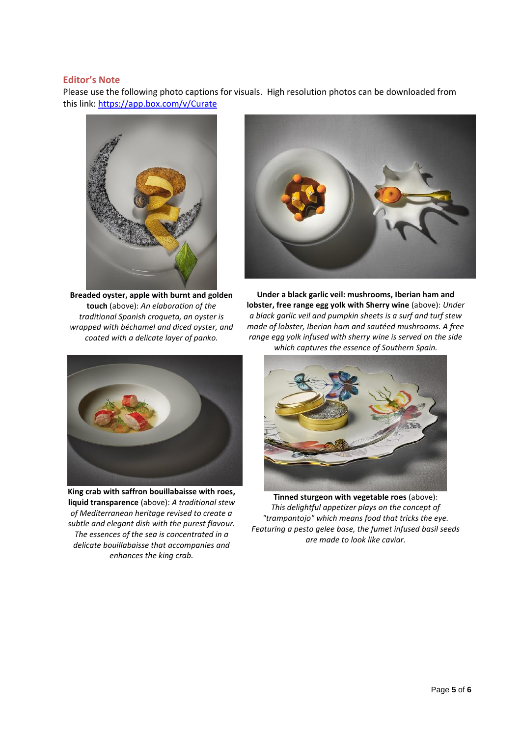## Editor's Note

Please use the following photo captions for visuals. High resolution photos can be downloaded from this link: [https://app.box.com/v/Curate](https://app.box.com/v/Curate)

**Breaded oyster, apple with burnt and golden touch** (above): *An elaboration of the traditional Spanish croqueta, an oyster is wrapped with béchamel and diced oyster, and coated with a delicate layer of panko.*

**Under a black garlic veil: mushrooms, Iberian ham and lobster, free range egg yolk with Sherry wine** (above): *Under a black garlic veil and pumpkin sheets is a surf and turf stew made of lobster, Iberian ham and sautéed mushrooms. A free range egg yolk infused with sherry wine is served on the side which captures the essence of Southern Spain.*

**King crab with saffron bouillabaisse with roes, liquid transparence** (above): *A traditional stew of Mediterranean heritage revised to create a subtle and elegant dish with the purest flavour. The essences of the sea is concentrated in a delicate bouillabaisse that accompanies and enhances the king crab.*

**Tinned sturgeon with vegetable roes** (above): *This delightful appetizer plays on the concept of "trampantojo" which means food that tricks the eye. Featuring a pesto gelee base, the fumet infused basil seeds are made to look like caviar.*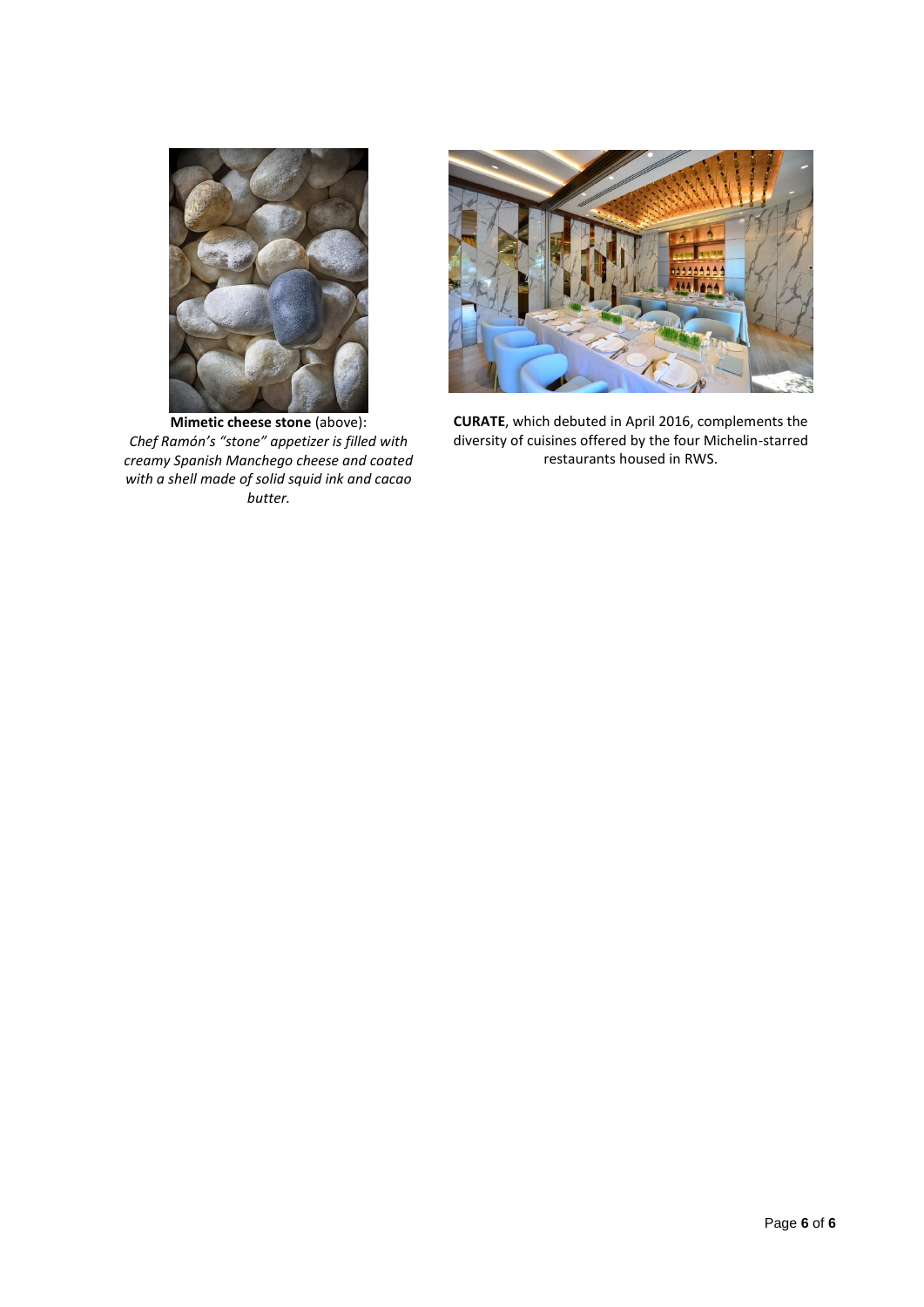**Mimetic cheese stone** (above):
*Chef Ramón's "stone" appetizer is filled with creamy Spanish Manchego cheese and coated with a shell made of solid squid ink and cacao butter.*

**CURATE**, which debuted in April 2016, complements the diversity of cuisines offered by the four Michelin-starred restaurants housed in RWS.